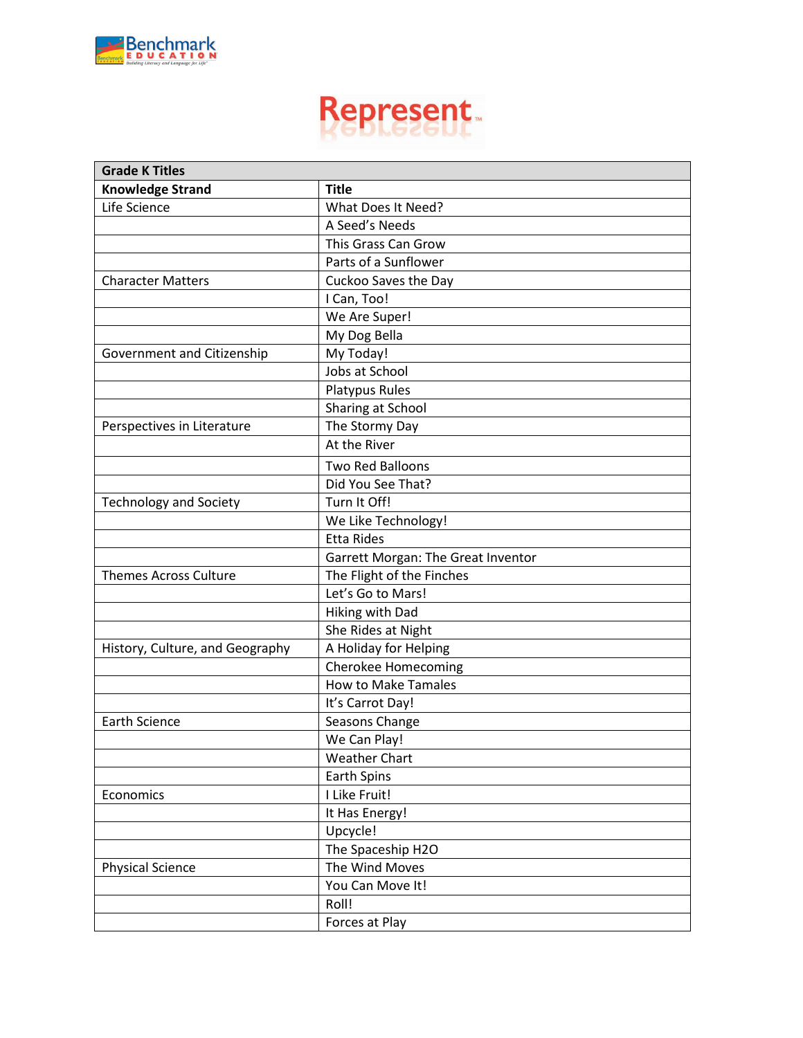# Represent™

| Grade K Titles | |
|---|---|
| **Knowledge Strand** | **Title** |
| Life Science | What Does It Need? |
| | A Seed's Needs |
| | This Grass Can Grow |
| | Parts of a Sunflower |
| Character Matters | Cuckoo Saves the Day |
| | I Can, Too! |
| | We Are Super! |
| | My Dog Bella |
| Government and Citizenship | My Today! |
| | Jobs at School |
| | Platypus Rules |
| | Sharing at School |
| Perspectives in Literature | The Stormy Day |
| | At the River |
| | Two Red Balloons |
| | Did You See That? |
| Technology and Society | Turn It Off! |
| | We Like Technology! |
| | Etta Rides |
| | Garrett Morgan: The Great Inventor |
| Themes Across Culture | The Flight of the Finches |
| | Let's Go to Mars! |
| | Hiking with Dad |
| | She Rides at Night |
| History, Culture, and Geography | A Holiday for Helping |
| | Cherokee Homecoming |
| | How to Make Tamales |
| | It's Carrot Day! |
| Earth Science | Seasons Change |
| | We Can Play! |
| | Weather Chart |
| | Earth Spins |
| Economics | I Like Fruit! |
| | It Has Energy! |
| | Upcycle! |
| | The Spaceship H2O |
| Physical Science | The Wind Moves |
| | You Can Move It! |
| | Roll! |
| | Forces at Play |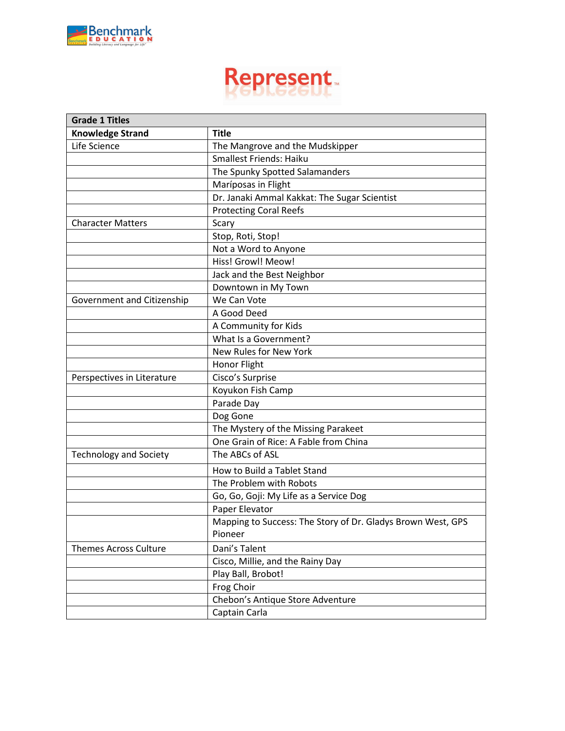# Represent™

| Grade 1 Titles | |
|---|---|
| **Knowledge Strand** | **Title** |
| Life Science | The Mangrove and the Mudskipper |
| | Smallest Friends: Haiku |
| | The Spunky Spotted Salamanders |
| | Maríposas in Flight |
| | Dr. Janaki Ammal Kakkat: The Sugar Scientist |
| | Protecting Coral Reefs |
| Character Matters | Scary |
| | Stop, Roti, Stop! |
| | Not a Word to Anyone |
| | Hiss! Growl! Meow! |
| | Jack and the Best Neighbor |
| | Downtown in My Town |
| Government and Citizenship | We Can Vote |
| | A Good Deed |
| | A Community for Kids |
| | What Is a Government? |
| | New Rules for New York |
| | Honor Flight |
| Perspectives in Literature | Cisco's Surprise |
| | Koyukon Fish Camp |
| | Parade Day |
| | Dog Gone |
| | The Mystery of the Missing Parakeet |
| | One Grain of Rice: A Fable from China |
| Technology and Society | The ABCs of ASL |
| | How to Build a Tablet Stand |
| | The Problem with Robots |
| | Go, Go, Goji: My Life as a Service Dog |
| | Paper Elevator |
| | Mapping to Success: The Story of Dr. Gladys Brown West, GPS Pioneer |
| Themes Across Culture | Dani's Talent |
| | Cisco, Millie, and the Rainy Day |
| | Play Ball, Brobot! |
| | Frog Choir |
| | Chebon's Antique Store Adventure |
| | Captain Carla |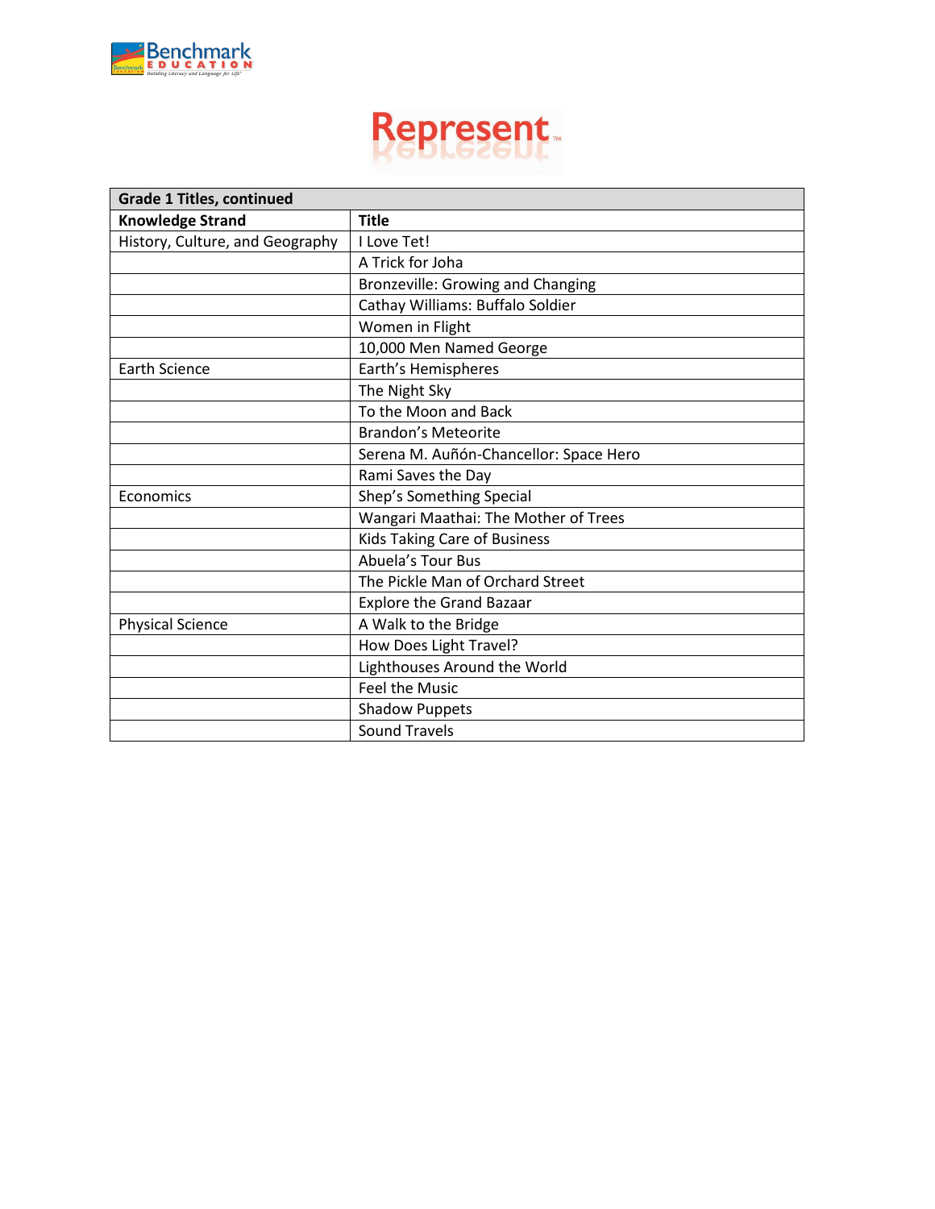| Grade 1 Titles, continued | |
|---|---|
| **Knowledge Strand** | **Title** |
| History, Culture, and Geography | I Love Tet! |
| | A Trick for Joha |
| | Bronzeville: Growing and Changing |
| | Cathay Williams: Buffalo Soldier |
| | Women in Flight |
| | 10,000 Men Named George |
| Earth Science | Earth's Hemispheres |
| | The Night Sky |
| | To the Moon and Back |
| | Brandon's Meteorite |
| | Serena M. Auñón-Chancellor: Space Hero |
| | Rami Saves the Day |
| Economics | Shep's Something Special |
| | Wangari Maathai: The Mother of Trees |
| | Kids Taking Care of Business |
| | Abuela's Tour Bus |
| | The Pickle Man of Orchard Street |
| | Explore the Grand Bazaar |
| Physical Science | A Walk to the Bridge |
| | How Does Light Travel? |
| | Lighthouses Around the World |
| | Feel the Music |
| | Shadow Puppets |
| | Sound Travels |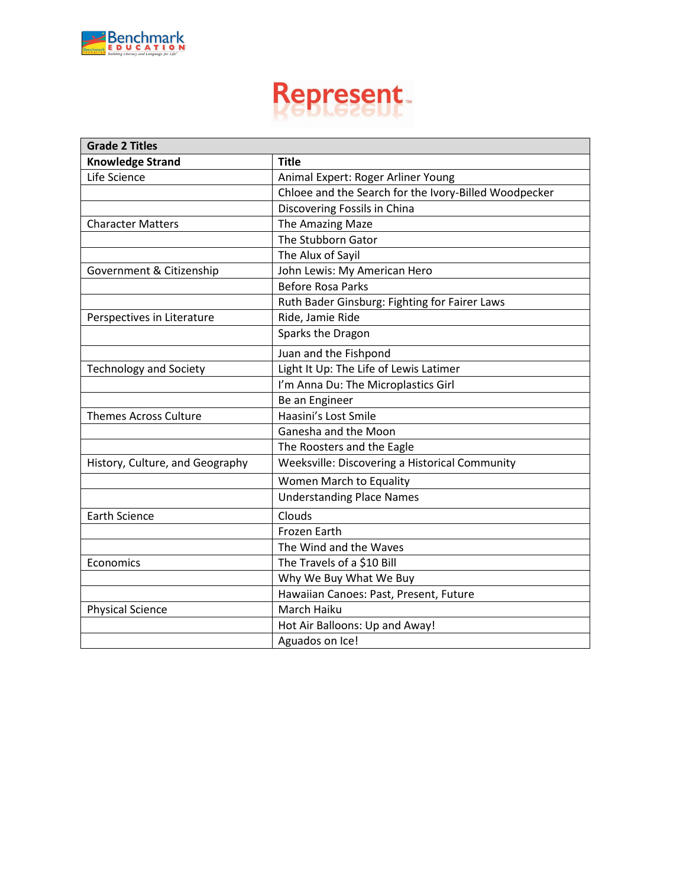# Represent

| Grade 2 Titles | |
|---|---|
| **Knowledge Strand** | **Title** |
| Life Science | Animal Expert: Roger Arliner Young |
| | Chloee and the Search for the Ivory-Billed Woodpecker |
| | Discovering Fossils in China |
| Character Matters | The Amazing Maze |
| | The Stubborn Gator |
| | The Alux of Sayil |
| Government & Citizenship | John Lewis: My American Hero |
| | Before Rosa Parks |
| | Ruth Bader Ginsburg: Fighting for Fairer Laws |
| Perspectives in Literature | Ride, Jamie Ride |
| | Sparks the Dragon |
| | Juan and the Fishpond |
| Technology and Society | Light It Up: The Life of Lewis Latimer |
| | I'm Anna Du: The Microplastics Girl |
| | Be an Engineer |
| Themes Across Culture | Haasini's Lost Smile |
| | Ganesha and the Moon |
| | The Roosters and the Eagle |
| History, Culture, and Geography | Weeksville: Discovering a Historical Community |
| | Women March to Equality |
| | Understanding Place Names |
| Earth Science | Clouds |
| | Frozen Earth |
| | The Wind and the Waves |
| Economics | The Travels of a $10 Bill |
| | Why We Buy What We Buy |
| | Hawaiian Canoes: Past, Present, Future |
| Physical Science | March Haiku |
| | Hot Air Balloons: Up and Away! |
| | Aguados on Ice! |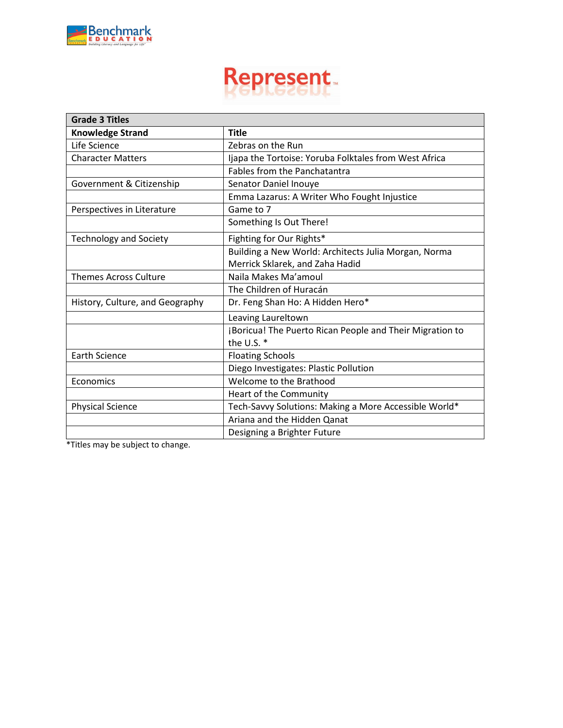# Represent™

| Grade 3 Titles | |
|---|---|
| **Knowledge Strand** | **Title** |
| Life Science | Zebras on the Run |
| Character Matters | Ijapa the Tortoise: Yoruba Folktales from West Africa |
| | Fables from the Panchatantra |
| Government & Citizenship | Senator Daniel Inouye |
| | Emma Lazarus: A Writer Who Fought Injustice |
| Perspectives in Literature | Game to 7 |
| | Something Is Out There! |
| Technology and Society | Fighting for Our Rights* |
| | Building a New World: Architects Julia Morgan, Norma Merrick Sklarek, and Zaha Hadid |
| Themes Across Culture | Naila Makes Ma'amoul |
| | The Children of Huracán |
| History, Culture, and Geography | Dr. Feng Shan Ho: A Hidden Hero* |
| | Leaving Laureltown |
| | ¡Boricua! The Puerto Rican People and Their Migration to the U.S. * |
| Earth Science | Floating Schools |
| | Diego Investigates: Plastic Pollution |
| Economics | Welcome to the Brathood |
| | Heart of the Community |
| Physical Science | Tech-Savvy Solutions: Making a More Accessible World* |
| | Ariana and the Hidden Qanat |
| | Designing a Brighter Future |

*Titles may be subject to change.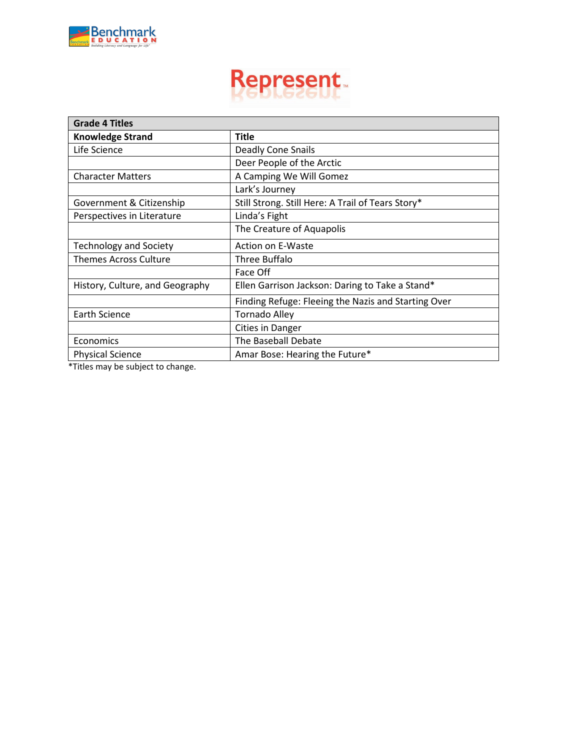# Represent™

| Grade 4 Titles | |
|---|---|
| **Knowledge Strand** | **Title** |
| Life Science | Deadly Cone Snails |
| | Deer People of the Arctic |
| Character Matters | A Camping We Will Gomez |
| | Lark's Journey |
| Government & Citizenship | Still Strong. Still Here: A Trail of Tears Story* |
| Perspectives in Literature | Linda's Fight |
| | The Creature of Aquapolis |
| Technology and Society | Action on E-Waste |
| Themes Across Culture | Three Buffalo |
| | Face Off |
| History, Culture, and Geography | Ellen Garrison Jackson: Daring to Take a Stand* |
| | Finding Refuge: Fleeing the Nazis and Starting Over |
| Earth Science | Tornado Alley |
| | Cities in Danger |
| Economics | The Baseball Debate |
| Physical Science | Amar Bose: Hearing the Future* |

*Titles may be subject to change.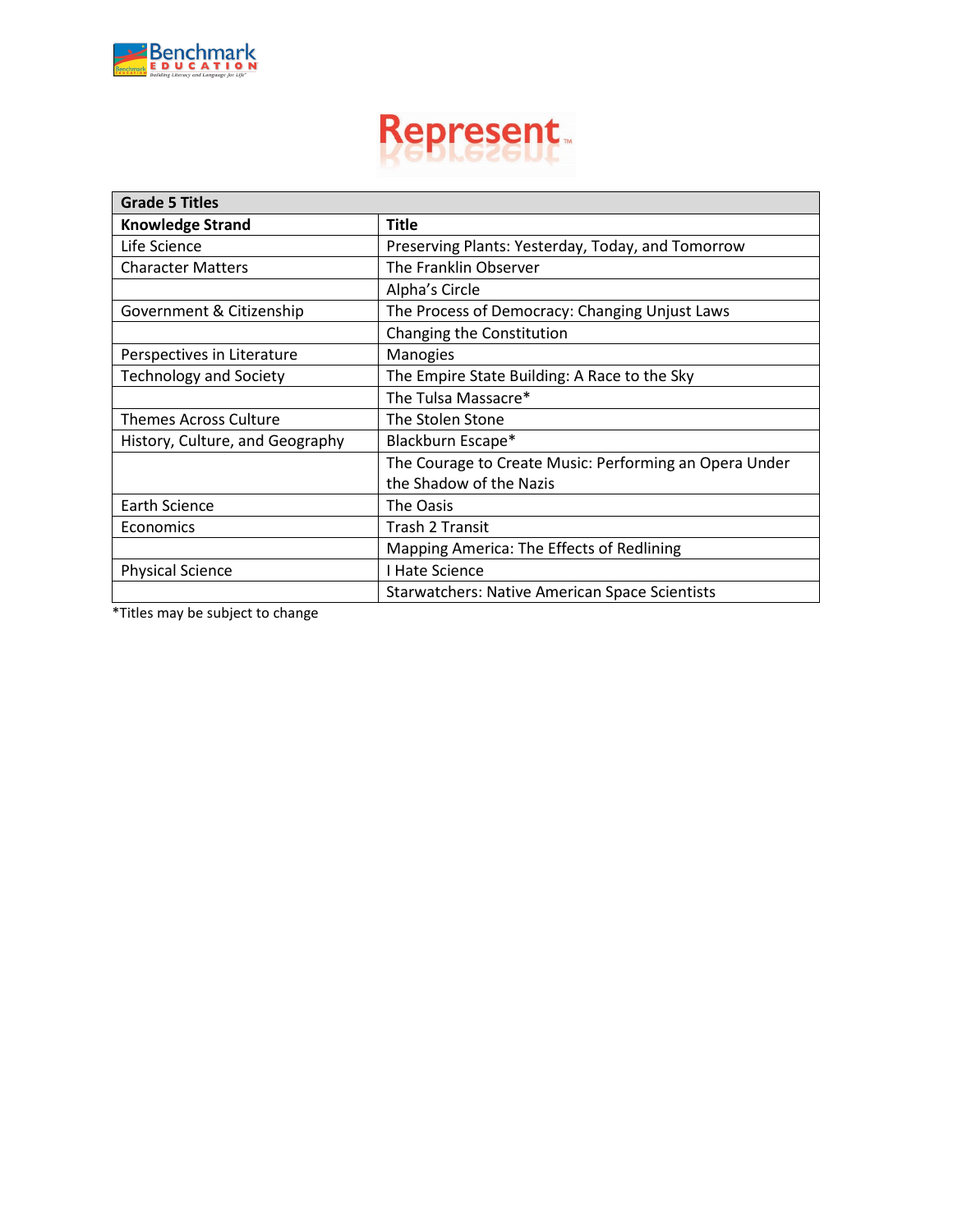# Represent

| Grade 5 Titles | |
|---|---|
| **Knowledge Strand** | **Title** |
| Life Science | Preserving Plants: Yesterday, Today, and Tomorrow |
| Character Matters | The Franklin Observer |
| | Alpha's Circle |
| Government & Citizenship | The Process of Democracy: Changing Unjust Laws |
| | Changing the Constitution |
| Perspectives in Literature | Manogies |
| Technology and Society | The Empire State Building: A Race to the Sky |
| | The Tulsa Massacre* |
| Themes Across Culture | The Stolen Stone |
| History, Culture, and Geography | Blackburn Escape* |
| | The Courage to Create Music: Performing an Opera Under the Shadow of the Nazis |
| Earth Science | The Oasis |
| Economics | Trash 2 Transit |
| | Mapping America: The Effects of Redlining |
| Physical Science | I Hate Science |
| | Starwatchers: Native American Space Scientists |

*Titles may be subject to change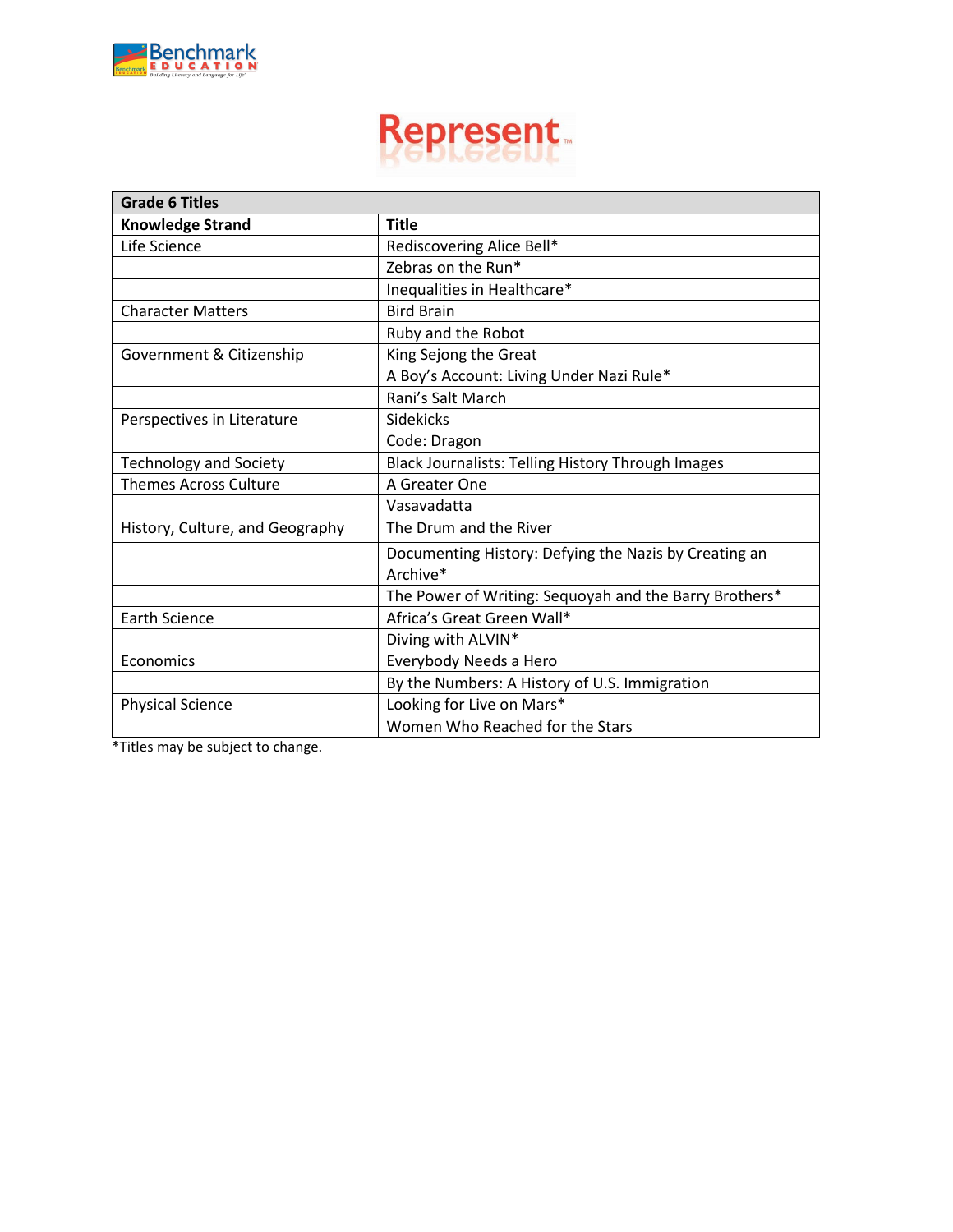Benchmark EDUCATION

Building Literacy and Language for Life

# Represent

| **Grade 6 Titles** | |
|---|---|
| **Knowledge Strand** | **Title** |
| Life Science | Rediscovering Alice Bell* |
| | Zebras on the Run* |
| | Inequalities in Healthcare* |
| Character Matters | Bird Brain |
| | Ruby and the Robot |
| Government & Citizenship | King Sejong the Great |
| | A Boy's Account: Living Under Nazi Rule* |
| | Rani's Salt March |
| Perspectives in Literature | Sidekicks |
| | Code: Dragon |
| Technology and Society | Black Journalists: Telling History Through Images |
| Themes Across Culture | A Greater One |
| | Vasavadatta |
| History, Culture, and Geography | The Drum and the River |
| | Documenting History: Defying the Nazis by Creating an Archive* |
| | The Power of Writing: Sequoyah and the Barry Brothers* |
| Earth Science | Africa's Great Green Wall* |
| | Diving with ALVIN* |
| Economics | Everybody Needs a Hero |
| | By the Numbers: A History of U.S. Immigration |
| Physical Science | Looking for Live on Mars* |
| | Women Who Reached for the Stars |

*Titles may be subject to change.